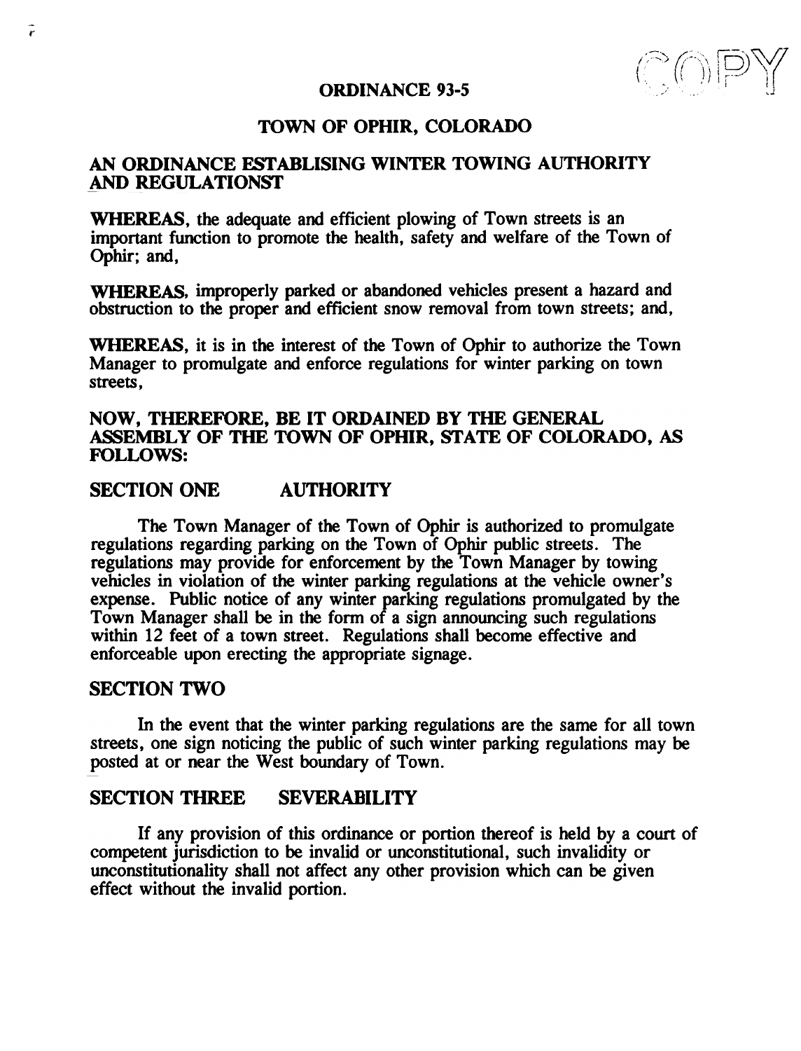COPY

# ORDINANCE 93-5

## TOWN OF OPHIR, COLORADO

## AN ORDINANCE ESTABLISING WINTER TOWING AUTHORITY AND REGULATIONST

**WHEREAS**, the adequate and efficient plowing of Town streets is an important function to promote the health, safety and welfare of the Town of Ophir; and,

**WHEREAS**, improperly parked or abandoned vehicles present a hazard and obstruction to the proper and efficient snow removal from town streets; and,

**WHEREAS**, it is in the interest of the Town of Ophir to authorize the Town Manager to promulgate and enforce regulations for winter parking on town streets,

**NOW, THEREFORE, BE IT ORDAINED BY THE GENERAL ASSEMBLY OF THE TOWN OF OPHIR, STATE OF COLORADO, AS FOLLOWS:**

## SECTION ONE AUTHORITY

The Town Manager of the Town of Ophir is authorized to promulgate regulations regarding parking on the Town of Ophir public streets. The regulations may provide for enforcement by the Town Manager by towing vehicles in violation of the winter parking regulations at the vehicle owner's expense. Public notice of any winter parking regulations promulgated by the Town Manager shall be in the form of a sign announcing such regulations within 12 feet of a town street. Regulations shall become effective and enforceable upon erecting the appropriate signage.

## SECTION TWO

In the event that the winter parking regulations are the same for all town streets, one sign noticing the public of such winter parking regulations may be posted at or near the West boundary of Town.

## SECTION THREE SEVERABILITY

If any provision of this ordinance or portion thereof is held by a court of competent jurisdiction to be invalid or unconstitutional, such invalidity or unconstitutionality shall not affect any other provision which can be given effect without the invalid portion.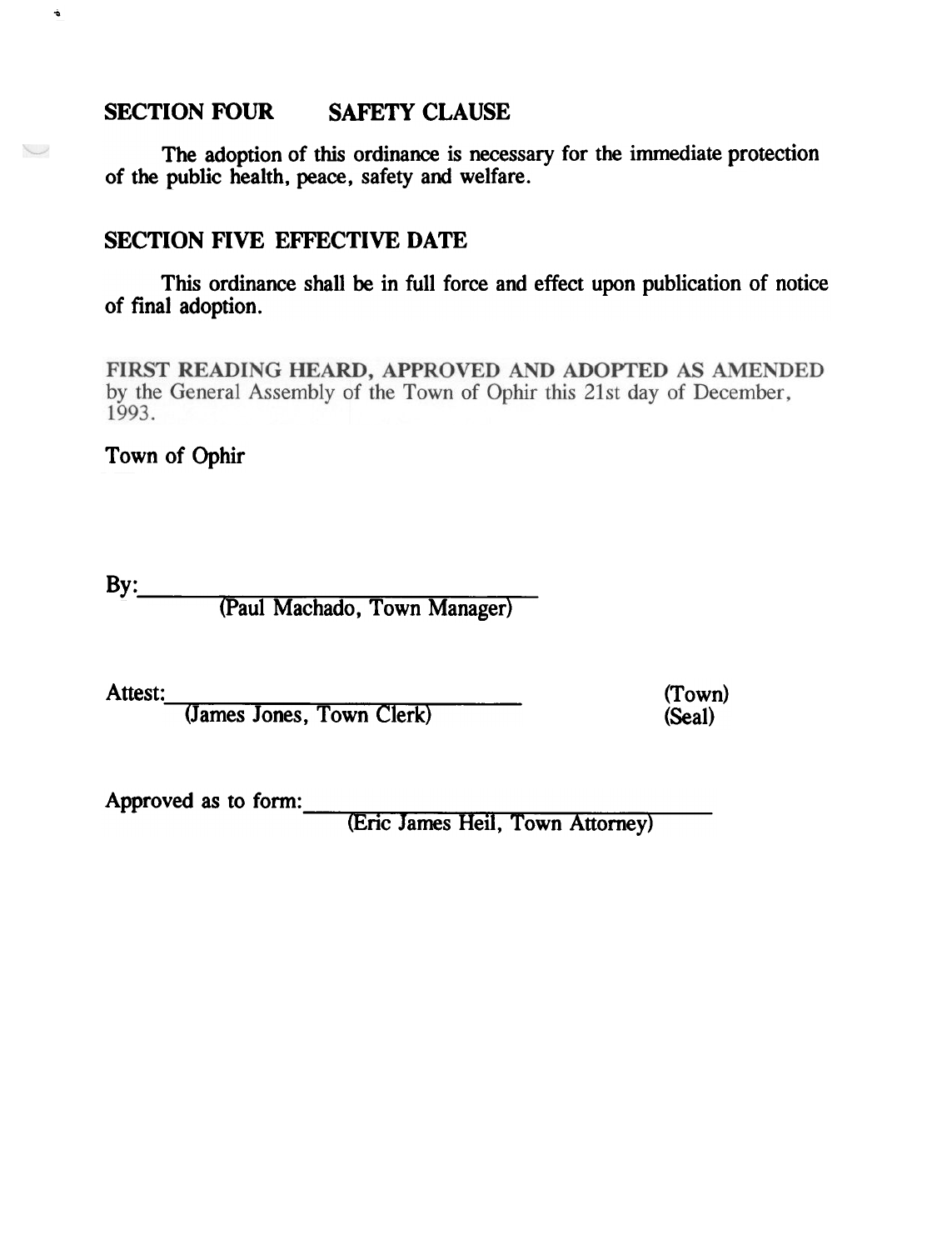## SECTION FOUR SAFETY CLAUSE

The adoption of this ordinance is necessary for the immediate protection of the public health, peace, safety and welfare.

## SECTION FIVE EFFECTIVE DATE

This ordinance shall be in full force and effect upon publication of notice of final adoption.

FIRST READING HEARD, APPROVED AND ADOPTED AS AMENDED by the General Assembly of the Town of Ophir this 21st day of December, 1993.

Town of Ophir

By:\_\_\_\_\_\_\_\_\_\_\_\_\_\_\_\_\_\_\_\_\_\_\_\_\_\_\_\_\_\_
(Paul Machado, Town Manager)

Attest:\_\_\_\_\_\_\_\_\_\_\_\_\_\_\_\_\_\_\_\_\_\_\_\_\_\_\_\_\_\_ (Town)
(James Jones, Town Clerk) (Seal)

Approved as to form:\_\_\_\_\_\_\_\_\_\_\_\_\_\_\_\_\_\_\_\_\_\_\_\_\_\_\_\_\_\_
(Eric James Heil, Town Attorney)